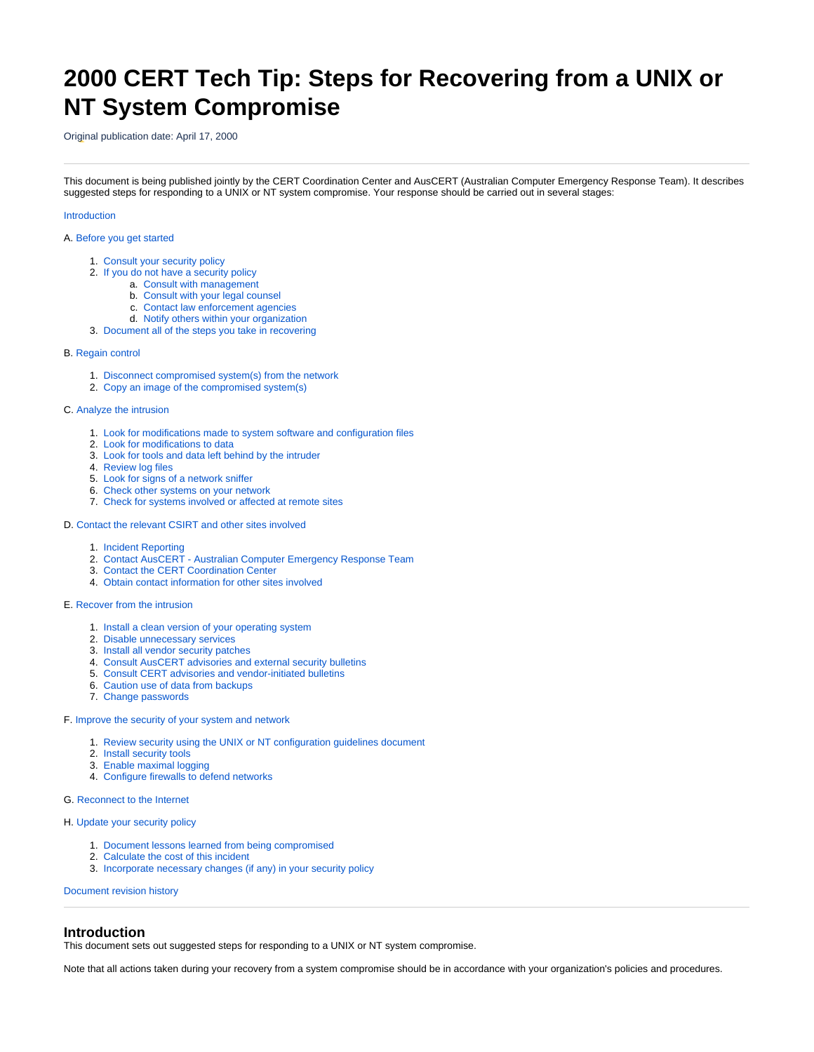# 2000 CERT Tech Tip: Steps for Recovering from a UNIX or NT System Compromise

Original publication date: April 17, 2000

---

This document is being published jointly by the CERT Coordination Center and AusCERT (Australian Computer Emergency Response Team). It describes suggested steps for responding to a UNIX or NT system compromise. Your response should be carried out in several stages:

Introduction

A. Before you get started

1. Consult your security policy
2. If you do not have a security policy
   a. Consult with management
   b. Consult with your legal counsel
   c. Contact law enforcement agencies
   d. Notify others within your organization
3. Document all of the steps you take in recovering

B. Regain control

1. Disconnect compromised system(s) from the network
2. Copy an image of the compromised system(s)

C. Analyze the intrusion

1. Look for modifications made to system software and configuration files
2. Look for modifications to data
3. Look for tools and data left behind by the intruder
4. Review log files
5. Look for signs of a network sniffer
6. Check other systems on your network
7. Check for systems involved or affected at remote sites

D. Contact the relevant CSIRT and other sites involved

1. Incident Reporting
2. Contact AusCERT - Australian Computer Emergency Response Team
3. Contact the CERT Coordination Center
4. Obtain contact information for other sites involved

E. Recover from the intrusion

1. Install a clean version of your operating system
2. Disable unnecessary services
3. Install all vendor security patches
4. Consult AusCERT advisories and external security bulletins
5. Consult CERT advisories and vendor-initiated bulletins
6. Caution use of data from backups
7. Change passwords

F. Improve the security of your system and network

1. Review security using the UNIX or NT configuration guidelines document
2. Install security tools
3. Enable maximal logging
4. Configure firewalls to defend networks

G. Reconnect to the Internet

H. Update your security policy

1. Document lessons learned from being compromised
2. Calculate the cost of this incident
3. Incorporate necessary changes (if any) in your security policy

Document revision history

---

## Introduction

This document sets out suggested steps for responding to a UNIX or NT system compromise.

Note that all actions taken during your recovery from a system compromise should be in accordance with your organization's policies and procedures.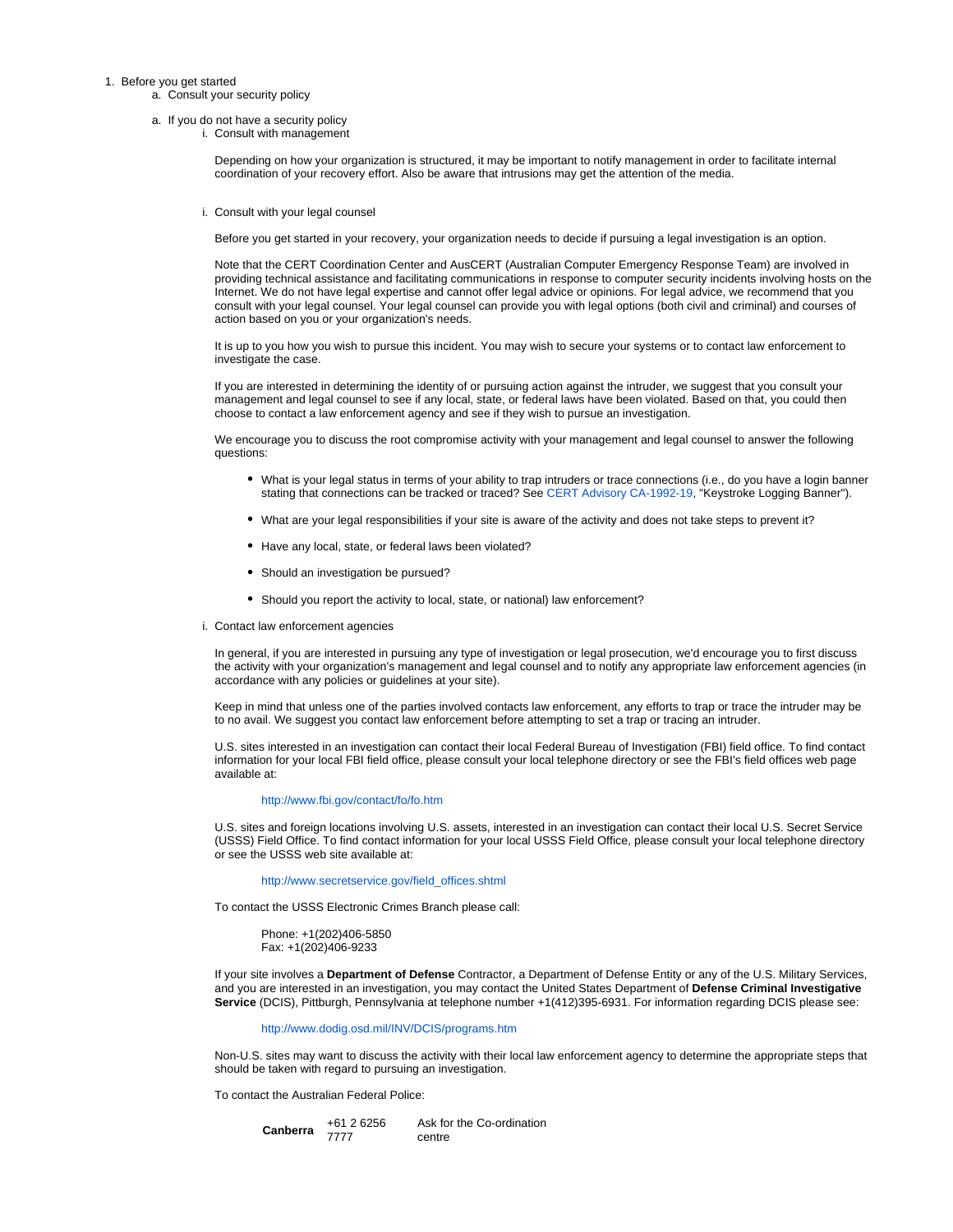1. Before you get started
    a. Consult your security policy

    a. If you do not have a security policy
        i. Consult with management

            Depending on how your organization is structured, it may be important to notify management in order to facilitate internal coordination of your recovery effort. Also be aware that intrusions may get the attention of the media.

        i. Consult with your legal counsel

            Before you get started in your recovery, your organization needs to decide if pursuing a legal investigation is an option.

            Note that the CERT Coordination Center and AusCERT (Australian Computer Emergency Response Team) are involved in providing technical assistance and facilitating communications in response to computer security incidents involving hosts on the Internet. We do not have legal expertise and cannot offer legal advice or opinions. For legal advice, we recommend that you consult with your legal counsel. Your legal counsel can provide you with legal options (both civil and criminal) and courses of action based on you or your organization's needs.

            It is up to you how you wish to pursue this incident. You may wish to secure your systems or to contact law enforcement to investigate the case.

            If you are interested in determining the identity of or pursuing action against the intruder, we suggest that you consult your management and legal counsel to see if any local, state, or federal laws have been violated. Based on that, you could then choose to contact a law enforcement agency and see if they wish to pursue an investigation.

            We encourage you to discuss the root compromise activity with your management and legal counsel to answer the following questions:

            - What is your legal status in terms of your ability to trap intruders or trace connections (i.e., do you have a login banner stating that connections can be tracked or traced? See CERT Advisory CA-1992-19, "Keystroke Logging Banner").
            - What are your legal responsibilities if your site is aware of the activity and does not take steps to prevent it?
            - Have any local, state, or federal laws been violated?
            - Should an investigation be pursued?
            - Should you report the activity to local, state, or national) law enforcement?

        i. Contact law enforcement agencies

            In general, if you are interested in pursuing any type of investigation or legal prosecution, we'd encourage you to first discuss the activity with your organization's management and legal counsel and to notify any appropriate law enforcement agencies (in accordance with any policies or guidelines at your site).

            Keep in mind that unless one of the parties involved contacts law enforcement, any efforts to trap or trace the intruder may be to no avail. We suggest you contact law enforcement before attempting to set a trap or tracing an intruder.

            U.S. sites interested in an investigation can contact their local Federal Bureau of Investigation (FBI) field office. To find contact information for your local FBI field office, please consult your local telephone directory or see the FBI's field offices web page available at:

                http://www.fbi.gov/contact/fo/fo.htm

            U.S. sites and foreign locations involving U.S. assets, interested in an investigation can contact their local U.S. Secret Service (USSS) Field Office. To find contact information for your local USSS Field Office, please consult your local telephone directory or see the USSS web site available at:

                http://www.secretservice.gov/field_offices.shtml

            To contact the USSS Electronic Crimes Branch please call:

                Phone: +1(202)406-5850
                Fax: +1(202)406-9233

            If your site involves a **Department of Defense** Contractor, a Department of Defense Entity or any of the U.S. Military Services, and you are interested in an investigation, you may contact the United States Department of **Defense Criminal Investigative Service** (DCIS), Pittburgh, Pennsylvania at telephone number +1(412)395-6931. For information regarding DCIS please see:

                http://www.dodig.osd.mil/INV/DCIS/programs.htm

            Non-U.S. sites may want to discuss the activity with their local law enforcement agency to determine the appropriate steps that should be taken with regard to pursuing an investigation.

            To contact the Australian Federal Police:

            | | | |
            |---|---|---|
            | **Canberra** | +61 2 6256 7777 | Ask for the Co-ordination centre |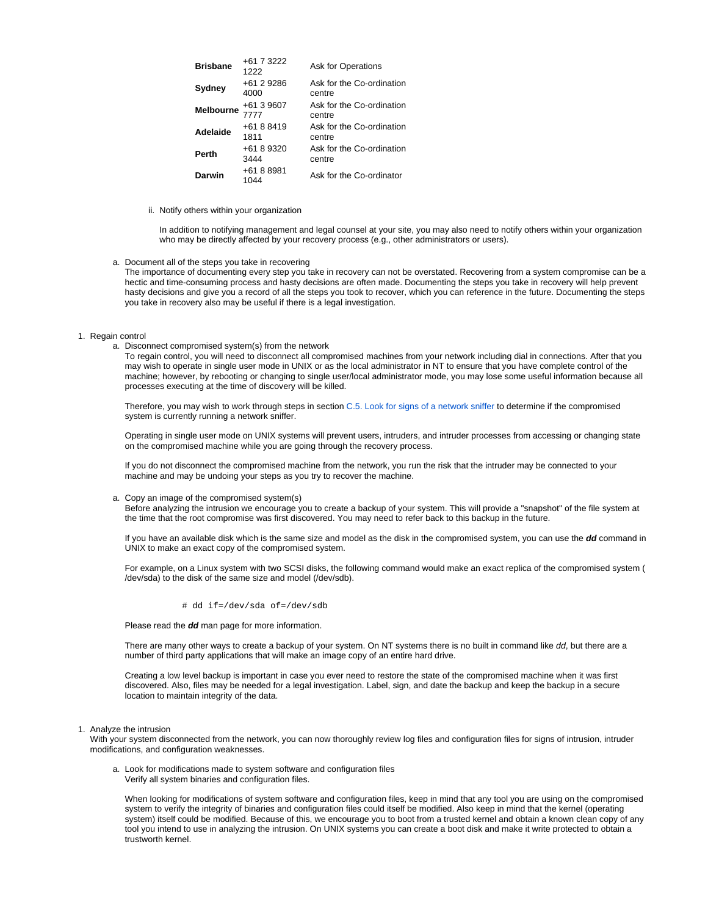| | | |
|---|---|---|
| **Brisbane** | +61 7 3222 1222 | Ask for Operations |
| **Sydney** | +61 2 9286 4000 | Ask for the Co-ordination centre |
| **Melbourne** | +61 3 9607 7777 | Ask for the Co-ordination centre |
| **Adelaide** | +61 8 8419 1811 | Ask for the Co-ordination centre |
| **Perth** | +61 8 9320 3444 | Ask for the Co-ordination centre |
| **Darwin** | +61 8 8981 1044 | Ask for the Co-ordinator |

ii. Notify others within your organization

In addition to notifying management and legal counsel at your site, you may also need to notify others within your organization who may be directly affected by your recovery process (e.g., other administrators or users).

a. Document all of the steps you take in recovering
The importance of documenting every step you take in recovery can not be overstated. Recovering from a system compromise can be a hectic and time-consuming process and hasty decisions are often made. Documenting the steps you take in recovery will help prevent hasty decisions and give you a record of all the steps you took to recover, which you can reference in the future. Documenting the steps you take in recovery also may be useful if there is a legal investigation.

1. Regain control
   a. Disconnect compromised system(s) from the network
   To regain control, you will need to disconnect all compromised machines from your network including dial in connections. After that you may wish to operate in single user mode in UNIX or as the local administrator in NT to ensure that you have complete control of the machine; however, by rebooting or changing to single user/local administrator mode, you may lose some useful information because all processes executing at the time of discovery will be killed.

   Therefore, you may wish to work through steps in section C.5. Look for signs of a network sniffer to determine if the compromised system is currently running a network sniffer.

   Operating in single user mode on UNIX systems will prevent users, intruders, and intruder processes from accessing or changing state on the compromised machine while you are going through the recovery process.

   If you do not disconnect the compromised machine from the network, you run the risk that the intruder may be connected to your machine and may be undoing your steps as you try to recover the machine.

   a. Copy an image of the compromised system(s)
   Before analyzing the intrusion we encourage you to create a backup of your system. This will provide a "snapshot" of the file system at the time that the root compromise was first discovered. You may need to refer back to this backup in the future.

   If you have an available disk which is the same size and model as the disk in the compromised system, you can use the ***dd*** command in UNIX to make an exact copy of the compromised system.

   For example, on a Linux system with two SCSI disks, the following command would make an exact replica of the compromised system (/dev/sda) to the disk of the same size and model (/dev/sdb).

```
# dd if=/dev/sda of=/dev/sdb
```

   Please read the ***dd*** man page for more information.

   There are many other ways to create a backup of your system. On NT systems there is no built in command like *dd*, but there are a number of third party applications that will make an image copy of an entire hard drive.

   Creating a low level backup is important in case you ever need to restore the state of the compromised machine when it was first discovered. Also, files may be needed for a legal investigation. Label, sign, and date the backup and keep the backup in a secure location to maintain integrity of the data.

1. Analyze the intrusion
With your system disconnected from the network, you can now thoroughly review log files and configuration files for signs of intrusion, intruder modifications, and configuration weaknesses.

   a. Look for modifications made to system software and configuration files
   Verify all system binaries and configuration files.

   When looking for modifications of system software and configuration files, keep in mind that any tool you are using on the compromised system to verify the integrity of binaries and configuration files could itself be modified. Also keep in mind that the kernel (operating system) itself could be modified. Because of this, we encourage you to boot from a trusted kernel and obtain a known clean copy of any tool you intend to use in analyzing the intrusion. On UNIX systems you can create a boot disk and make it write protected to obtain a trustworth kernel.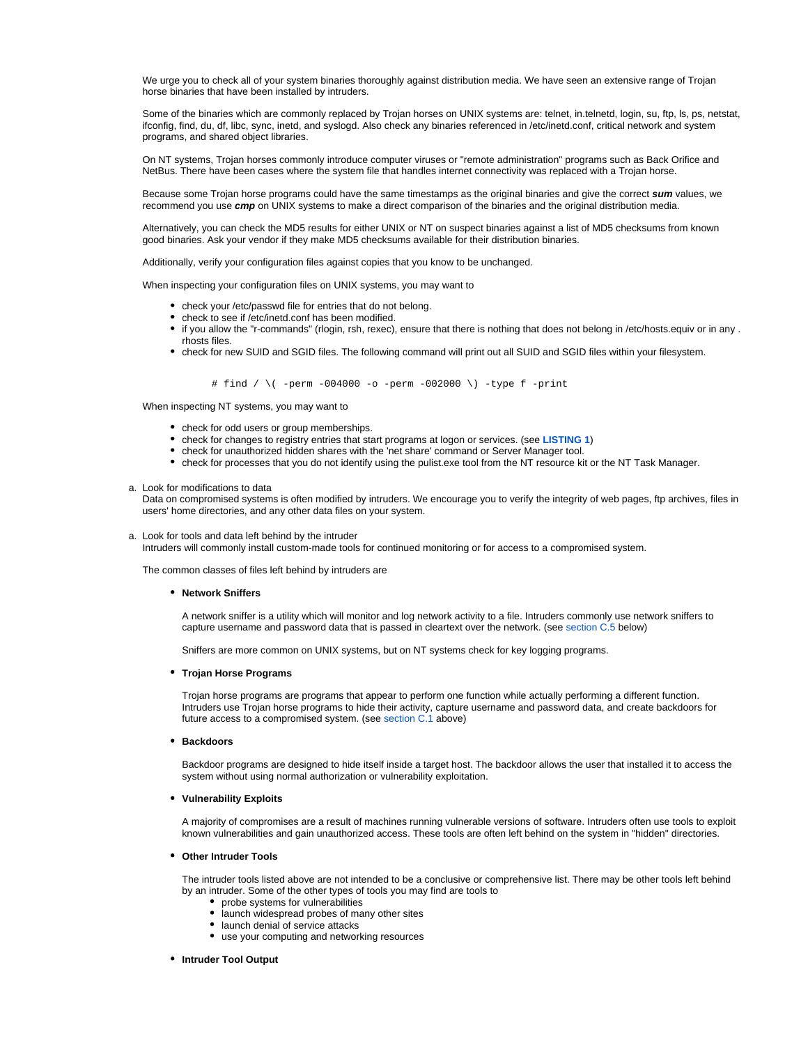We urge you to check all of your system binaries thoroughly against distribution media. We have seen an extensive range of Trojan horse binaries that have been installed by intruders.

Some of the binaries which are commonly replaced by Trojan horses on UNIX systems are: telnet, in.telnetd, login, su, ftp, ls, ps, netstat, ifconfig, find, du, df, libc, sync, inetd, and syslogd. Also check any binaries referenced in /etc/inetd.conf, critical network and system programs, and shared object libraries.

On NT systems, Trojan horses commonly introduce computer viruses or "remote administration" programs such as Back Orifice and NetBus. There have been cases where the system file that handles internet connectivity was replaced with a Trojan horse.

Because some Trojan horse programs could have the same timestamps as the original binaries and give the correct ***sum*** values, we recommend you use ***cmp*** on UNIX systems to make a direct comparison of the binaries and the original distribution media.

Alternatively, you can check the MD5 results for either UNIX or NT on suspect binaries against a list of MD5 checksums from known good binaries. Ask your vendor if they make MD5 checksums available for their distribution binaries.

Additionally, verify your configuration files against copies that you know to be unchanged.

When inspecting your configuration files on UNIX systems, you may want to

- check your /etc/passwd file for entries that do not belong.
- check to see if /etc/inetd.conf has been modified.
- if you allow the "r-commands" (rlogin, rsh, rexec), ensure that there is nothing that does not belong in /etc/hosts.equiv or in any .rhosts files.
- check for new SUID and SGID files. The following command will print out all SUID and SGID files within your filesystem.

```
# find / \( -perm -004000 -o -perm -002000 \) -type f -print
```

When inspecting NT systems, you may want to

- check for odd users or group memberships.
- check for changes to registry entries that start programs at logon or services. (see **LISTING 1**)
- check for unauthorized hidden shares with the 'net share' command or Server Manager tool.
- check for processes that you do not identify using the pulist.exe tool from the NT resource kit or the NT Task Manager.

a. Look for modifications to data
Data on compromised systems is often modified by intruders. We encourage you to verify the integrity of web pages, ftp archives, files in users' home directories, and any other data files on your system.

a. Look for tools and data left behind by the intruder
Intruders will commonly install custom-made tools for continued monitoring or for access to a compromised system.

The common classes of files left behind by intruders are

- **Network Sniffers**

  A network sniffer is a utility which will monitor and log network activity to a file. Intruders commonly use network sniffers to capture username and password data that is passed in cleartext over the network. (see section C.5 below)

  Sniffers are more common on UNIX systems, but on NT systems check for key logging programs.

- **Trojan Horse Programs**

  Trojan horse programs are programs that appear to perform one function while actually performing a different function. Intruders use Trojan horse programs to hide their activity, capture username and password data, and create backdoors for future access to a compromised system. (see section C.1 above)

- **Backdoors**

  Backdoor programs are designed to hide itself inside a target host. The backdoor allows the user that installed it to access the system without using normal authorization or vulnerability exploitation.

- **Vulnerability Exploits**

  A majority of compromises are a result of machines running vulnerable versions of software. Intruders often use tools to exploit known vulnerabilities and gain unauthorized access. These tools are often left behind on the system in "hidden" directories.

- **Other Intruder Tools**

  The intruder tools listed above are not intended to be a conclusive or comprehensive list. There may be other tools left behind by an intruder. Some of the other types of tools you may find are tools to
  - probe systems for vulnerabilities
  - launch widespread probes of many other sites
  - launch denial of service attacks
  - use your computing and networking resources

- **Intruder Tool Output**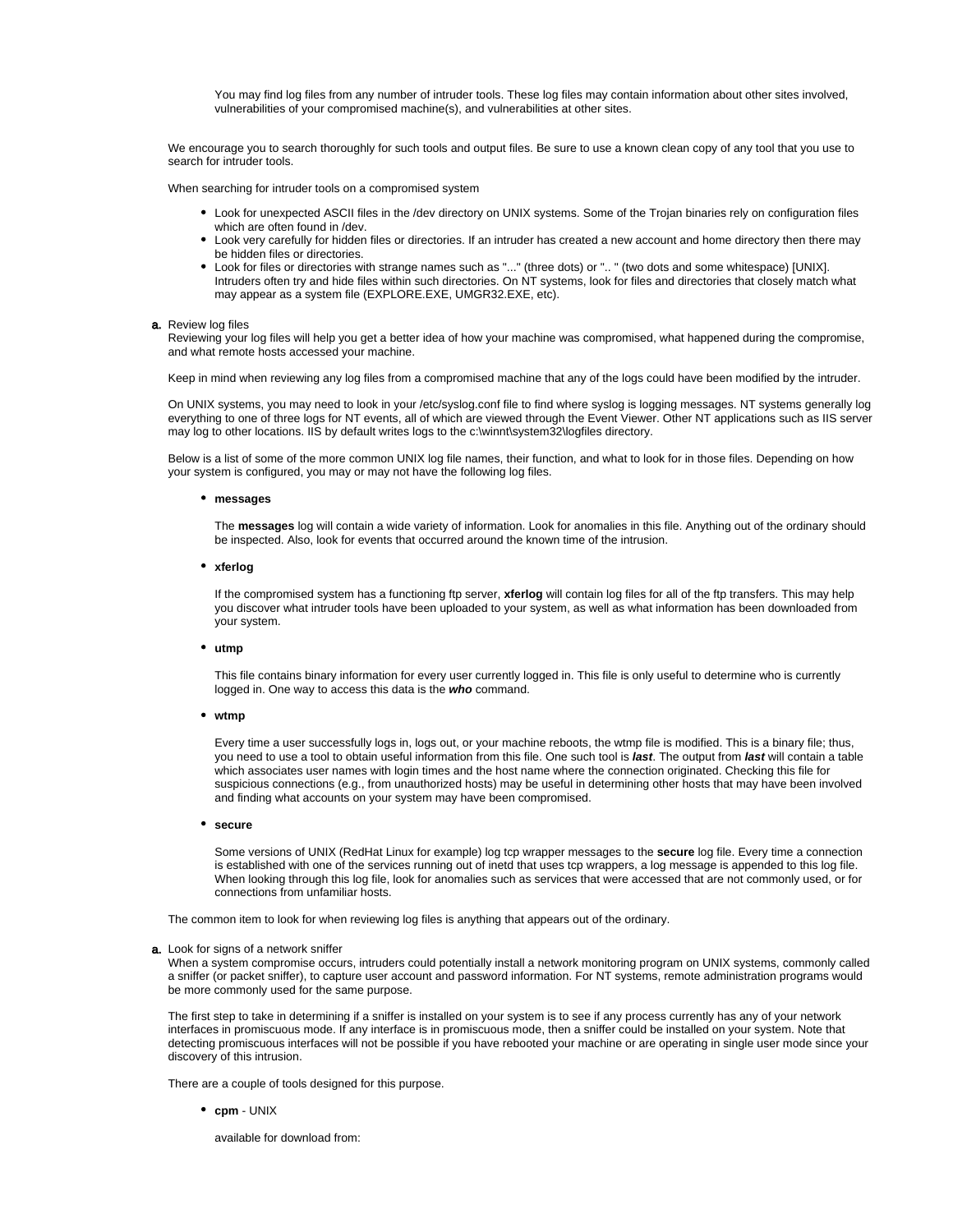You may find log files from any number of intruder tools. These log files may contain information about other sites involved, vulnerabilities of your compromised machine(s), and vulnerabilities at other sites.

We encourage you to search thoroughly for such tools and output files. Be sure to use a known clean copy of any tool that you use to search for intruder tools.

When searching for intruder tools on a compromised system

- Look for unexpected ASCII files in the /dev directory on UNIX systems. Some of the Trojan binaries rely on configuration files which are often found in /dev.
- Look very carefully for hidden files or directories. If an intruder has created a new account and home directory then there may be hidden files or directories.
- Look for files or directories with strange names such as "..." (three dots) or ".. " (two dots and some whitespace) [UNIX]. Intruders often try and hide files within such directories. On NT systems, look for files and directories that closely match what may appear as a system file (EXPLORE.EXE, UMGR32.EXE, etc).

a. Review log files
Reviewing your log files will help you get a better idea of how your machine was compromised, what happened during the compromise, and what remote hosts accessed your machine.

Keep in mind when reviewing any log files from a compromised machine that any of the logs could have been modified by the intruder.

On UNIX systems, you may need to look in your /etc/syslog.conf file to find where syslog is logging messages. NT systems generally log everything to one of three logs for NT events, all of which are viewed through the Event Viewer. Other NT applications such as IIS server may log to other locations. IIS by default writes logs to the c:\winnt\system32\logfiles directory.

Below is a list of some of the more common UNIX log file names, their function, and what to look for in those files. Depending on how your system is configured, you may or may not have the following log files.

- **messages**

  The **messages** log will contain a wide variety of information. Look for anomalies in this file. Anything out of the ordinary should be inspected. Also, look for events that occurred around the known time of the intrusion.

- **xferlog**

  If the compromised system has a functioning ftp server, **xferlog** will contain log files for all of the ftp transfers. This may help you discover what intruder tools have been uploaded to your system, as well as what information has been downloaded from your system.

- **utmp**

  This file contains binary information for every user currently logged in. This file is only useful to determine who is currently logged in. One way to access this data is the ***who*** command.

- **wtmp**

  Every time a user successfully logs in, logs out, or your machine reboots, the wtmp file is modified. This is a binary file; thus, you need to use a tool to obtain useful information from this file. One such tool is ***last***. The output from ***last*** will contain a table which associates user names with login times and the host name where the connection originated. Checking this file for suspicious connections (e.g., from unauthorized hosts) may be useful in determining other hosts that may have been involved and finding what accounts on your system may have been compromised.

- **secure**

  Some versions of UNIX (RedHat Linux for example) log tcp wrapper messages to the **secure** log file. Every time a connection is established with one of the services running out of inetd that uses tcp wrappers, a log message is appended to this log file. When looking through this log file, look for anomalies such as services that were accessed that are not commonly used, or for connections from unfamiliar hosts.

The common item to look for when reviewing log files is anything that appears out of the ordinary.

a. Look for signs of a network sniffer
When a system compromise occurs, intruders could potentially install a network monitoring program on UNIX systems, commonly called a sniffer (or packet sniffer), to capture user account and password information. For NT systems, remote administration programs would be more commonly used for the same purpose.

The first step to take in determining if a sniffer is installed on your system is to see if any process currently has any of your network interfaces in promiscuous mode. If any interface is in promiscuous mode, then a sniffer could be installed on your system. Note that detecting promiscuous interfaces will not be possible if you have rebooted your machine or are operating in single user mode since your discovery of this intrusion.

There are a couple of tools designed for this purpose.

- **cpm** - UNIX

  available for download from: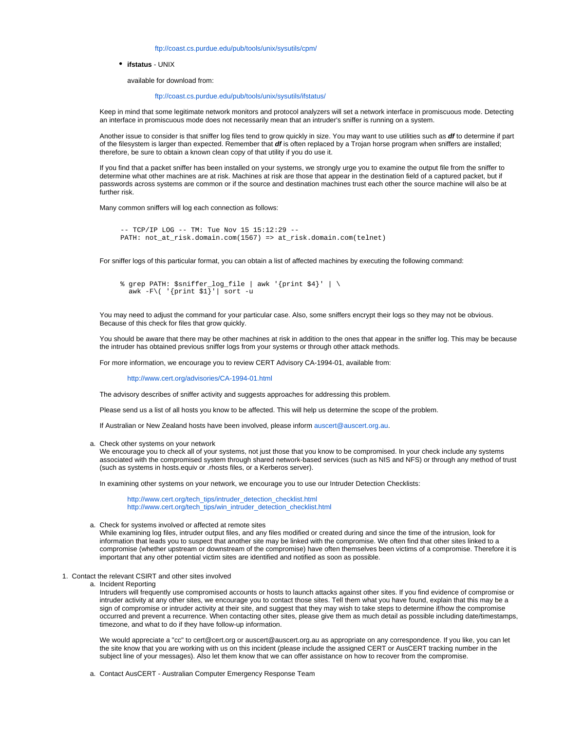ftp://coast.cs.purdue.edu/pub/tools/unix/sysutils/cpm/

- **ifstatus** - UNIX

  available for download from:

  ftp://coast.cs.purdue.edu/pub/tools/unix/sysutils/ifstatus/

Keep in mind that some legitimate network monitors and protocol analyzers will set a network interface in promiscuous mode. Detecting an interface in promiscuous mode does not necessarily mean that an intruder's sniffer is running on a system.

Another issue to consider is that sniffer log files tend to grow quickly in size. You may want to use utilities such as ***df*** to determine if part of the filesystem is larger than expected. Remember that ***df*** is often replaced by a Trojan horse program when sniffers are installed; therefore, be sure to obtain a known clean copy of that utility if you do use it.

If you find that a packet sniffer has been installed on your systems, we strongly urge you to examine the output file from the sniffer to determine what other machines are at risk. Machines at risk are those that appear in the destination field of a captured packet, but if passwords across systems are common or if the source and destination machines trust each other the source machine will also be at further risk.

Many common sniffers will log each connection as follows:

```
-- TCP/IP LOG -- TM: Tue Nov 15 15:12:29 --
PATH: not_at_risk.domain.com(1567) => at_risk.domain.com(telnet)
```

For sniffer logs of this particular format, you can obtain a list of affected machines by executing the following command:

```
% grep PATH: $sniffer_log_file | awk '{print $4}' | \
  awk -F\( '{print $1}'| sort -u
```

You may need to adjust the command for your particular case. Also, some sniffers encrypt their logs so they may not be obvious. Because of this check for files that grow quickly.

You should be aware that there may be other machines at risk in addition to the ones that appear in the sniffer log. This may be because the intruder has obtained previous sniffer logs from your systems or through other attack methods.

For more information, we encourage you to review CERT Advisory CA-1994-01, available from:

http://www.cert.org/advisories/CA-1994-01.html

The advisory describes of sniffer activity and suggests approaches for addressing this problem.

Please send us a list of all hosts you know to be affected. This will help us determine the scope of the problem.

If Australian or New Zealand hosts have been involved, please inform auscert@auscert.org.au.

a. Check other systems on your network
   We encourage you to check all of your systems, not just those that you know to be compromised. In your check include any systems associated with the compromised system through shared network-based services (such as NIS and NFS) or through any method of trust (such as systems in hosts.equiv or .rhosts files, or a Kerberos server).

   In examining other systems on your network, we encourage you to use our Intruder Detection Checklists:

   http://www.cert.org/tech_tips/intruder_detection_checklist.html
   http://www.cert.org/tech_tips/win_intruder_detection_checklist.html

a. Check for systems involved or affected at remote sites
   While examining log files, intruder output files, and any files modified or created during and since the time of the intrusion, look for information that leads you to suspect that another site may be linked with the compromise. We often find that other sites linked to a compromise (whether upstream or downstream of the compromise) have often themselves been victims of a compromise. Therefore it is important that any other potential victim sites are identified and notified as soon as possible.

1. Contact the relevant CSIRT and other sites involved
   a. Incident Reporting
      Intruders will frequently use compromised accounts or hosts to launch attacks against other sites. If you find evidence of compromise or intruder activity at any other sites, we encourage you to contact those sites. Tell them what you have found, explain that this may be a sign of compromise or intruder activity at their site, and suggest that they may wish to take steps to determine if/how the compromise occurred and prevent a recurrence. When contacting other sites, please give them as much detail as possible including date/timestamps, timezone, and what to do if they have follow-up information.

      We would appreciate a "cc" to cert@cert.org or auscert@auscert.org.au as appropriate on any correspondence. If you like, you can let the site know that you are working with us on this incident (please include the assigned CERT or AusCERT tracking number in the subject line of your messages). Also let them know that we can offer assistance on how to recover from the compromise.

   a. Contact AusCERT - Australian Computer Emergency Response Team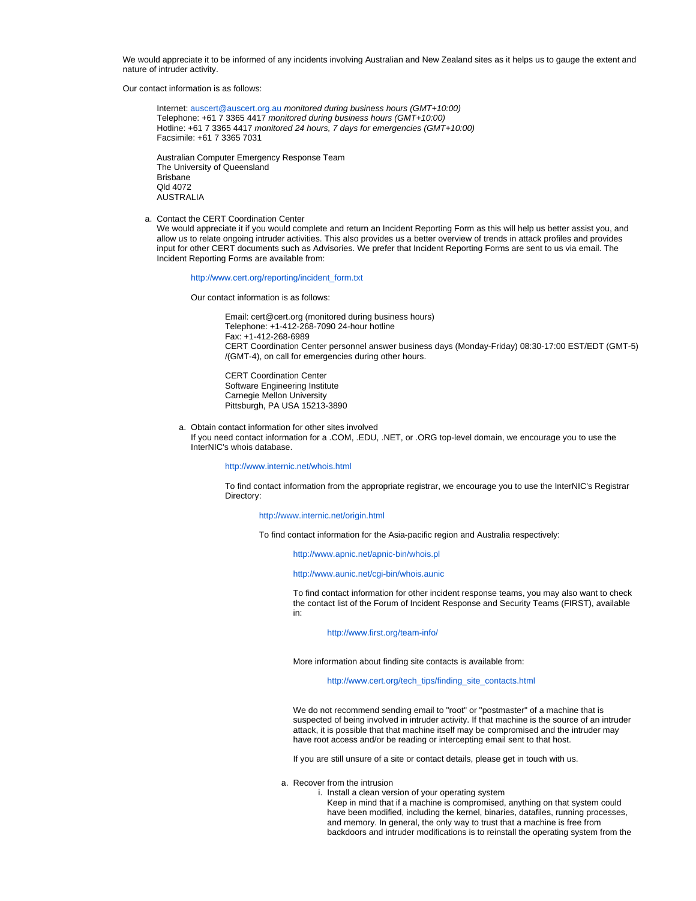We would appreciate it to be informed of any incidents involving Australian and New Zealand sites as it helps us to gauge the extent and nature of intruder activity.

Our contact information is as follows:

> Internet: auscert@auscert.org.au *monitored during business hours (GMT+10:00)*
> Telephone: +61 7 3365 4417 *monitored during business hours (GMT+10:00)*
> Hotline: +61 7 3365 4417 *monitored 24 hours, 7 days for emergencies (GMT+10:00)*
> Facsimile: +61 7 3365 7031
>
> Australian Computer Emergency Response Team
> The University of Queensland
> Brisbane
> Qld 4072
> AUSTRALIA

a. Contact the CERT Coordination Center
   We would appreciate it if you would complete and return an Incident Reporting Form as this will help us better assist you, and allow us to relate ongoing intruder activities. This also provides us a better overview of trends in attack profiles and provides input for other CERT documents such as Advisories. We prefer that Incident Reporting Forms are sent to us via email. The Incident Reporting Forms are available from:

   > http://www.cert.org/reporting/incident_form.txt
   >
   > Our contact information is as follows:
   >
   > > Email: cert@cert.org (monitored during business hours)
   > > Telephone: +1-412-268-7090 24-hour hotline
   > > Fax: +1-412-268-6989
   > > CERT Coordination Center personnel answer business days (Monday-Friday) 08:30-17:00 EST/EDT (GMT-5) /(GMT-4), on call for emergencies during other hours.
   > >
   > > CERT Coordination Center
   > > Software Engineering Institute
   > > Carnegie Mellon University
   > > Pittsburgh, PA USA 15213-3890

   a. Obtain contact information for other sites involved
      If you need contact information for a .COM, .EDU, .NET, or .ORG top-level domain, we encourage you to use the InterNIC's whois database.

      > http://www.internic.net/whois.html
      >
      > To find contact information from the appropriate registrar, we encourage you to use the InterNIC's Registrar Directory:
      >
      > > http://www.internic.net/origin.html
      > >
      > > To find contact information for the Asia-pacific region and Australia respectively:
      > >
      > > > http://www.apnic.net/apnic-bin/whois.pl
      > > >
      > > > http://www.aunic.net/cgi-bin/whois.aunic
      > > >
      > > > To find contact information for other incident response teams, you may also want to check the contact list of the Forum of Incident Response and Security Teams (FIRST), available in:
      > > >
      > > > > http://www.first.org/team-info/
      > > >
      > > > More information about finding site contacts is available from:
      > > >
      > > > > http://www.cert.org/tech_tips/finding_site_contacts.html
      > > >
      > > > We do not recommend sending email to "root" or "postmaster" of a machine that is suspected of being involved in intruder activity. If that machine is the source of an intruder attack, it is possible that that machine itself may be compromised and the intruder may have root access and/or be reading or intercepting email sent to that host.
      > > >
      > > > If you are still unsure of a site or contact details, please get in touch with us.

      a. Recover from the intrusion
         i. Install a clean version of your operating system
            Keep in mind that if a machine is compromised, anything on that system could have been modified, including the kernel, binaries, datafiles, running processes, and memory. In general, the only way to trust that a machine is free from backdoors and intruder modifications is to reinstall the operating system from the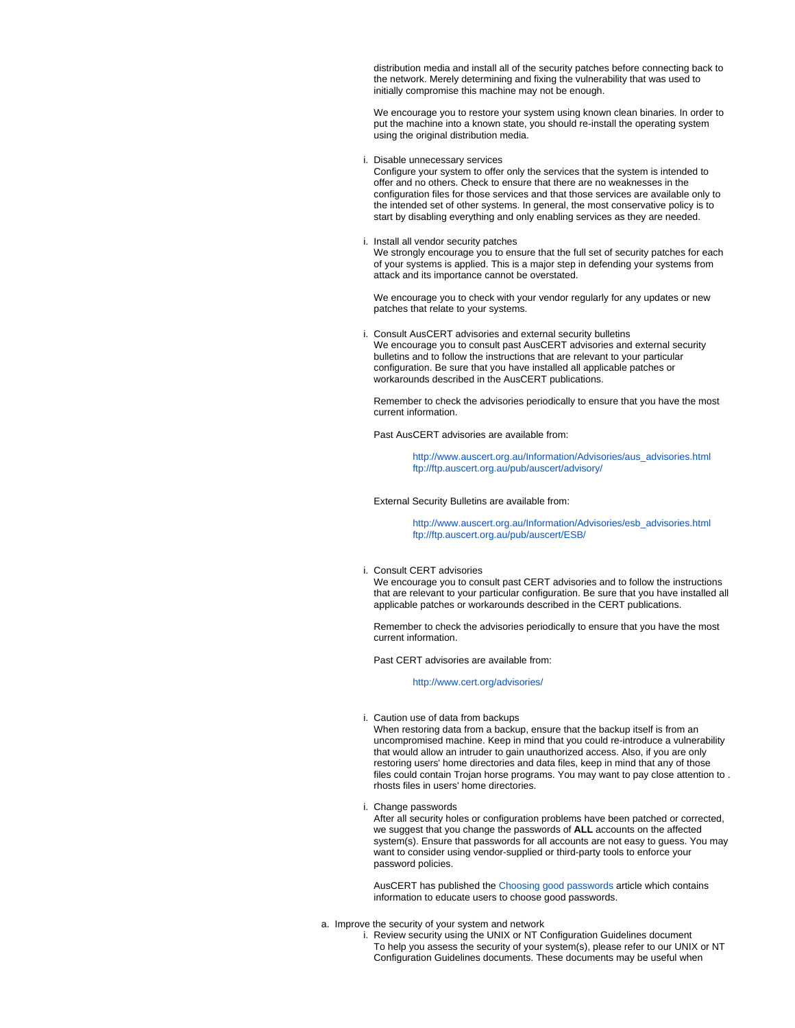distribution media and install all of the security patches before connecting back to the network. Merely determining and fixing the vulnerability that was used to initially compromise this machine may not be enough.

We encourage you to restore your system using known clean binaries. In order to put the machine into a known state, you should re-install the operating system using the original distribution media.

i. Disable unnecessary services
   Configure your system to offer only the services that the system is intended to offer and no others. Check to ensure that there are no weaknesses in the configuration files for those services and that those services are available only to the intended set of other systems. In general, the most conservative policy is to start by disabling everything and only enabling services as they are needed.

i. Install all vendor security patches
   We strongly encourage you to ensure that the full set of security patches for each of your systems is applied. This is a major step in defending your systems from attack and its importance cannot be overstated.

   We encourage you to check with your vendor regularly for any updates or new patches that relate to your systems.

i. Consult AusCERT advisories and external security bulletins
   We encourage you to consult past AusCERT advisories and external security bulletins and to follow the instructions that are relevant to your particular configuration. Be sure that you have installed all applicable patches or workarounds described in the AusCERT publications.

   Remember to check the advisories periodically to ensure that you have the most current information.

   Past AusCERT advisories are available from:

   > http://www.auscert.org.au/Information/Advisories/aus_advisories.html
   > ftp://ftp.auscert.org.au/pub/auscert/advisory/

   External Security Bulletins are available from:

   > http://www.auscert.org.au/Information/Advisories/esb_advisories.html
   > ftp://ftp.auscert.org.au/pub/auscert/ESB/

i. Consult CERT advisories
   We encourage you to consult past CERT advisories and to follow the instructions that are relevant to your particular configuration. Be sure that you have installed all applicable patches or workarounds described in the CERT publications.

   Remember to check the advisories periodically to ensure that you have the most current information.

   Past CERT advisories are available from:

   > http://www.cert.org/advisories/

i. Caution use of data from backups
   When restoring data from a backup, ensure that the backup itself is from an uncompromised machine. Keep in mind that you could re-introduce a vulnerability that would allow an intruder to gain unauthorized access. Also, if you are only restoring users' home directories and data files, keep in mind that any of those files could contain Trojan horse programs. You may want to pay close attention to .rhosts files in users' home directories.

i. Change passwords
   After all security holes or configuration problems have been patched or corrected, we suggest that you change the passwords of **ALL** accounts on the affected system(s). Ensure that passwords for all accounts are not easy to guess. You may want to consider using vendor-supplied or third-party tools to enforce your password policies.

   AusCERT has published the Choosing good passwords article which contains information to educate users to choose good passwords.

a. Improve the security of your system and network
   i. Review security using the UNIX or NT Configuration Guidelines document
      To help you assess the security of your system(s), please refer to our UNIX or NT Configuration Guidelines documents. These documents may be useful when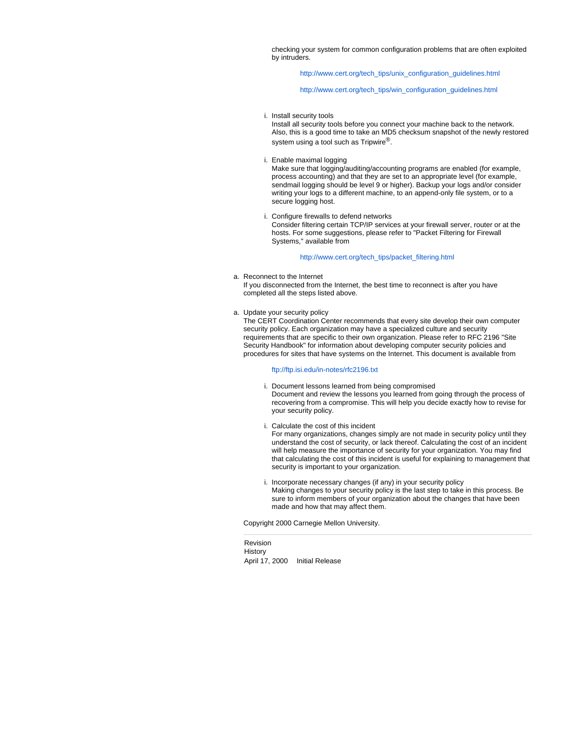checking your system for common configuration problems that are often exploited by intruders.

http://www.cert.org/tech_tips/unix_configuration_guidelines.html

http://www.cert.org/tech_tips/win_configuration_guidelines.html

i. Install security tools
   Install all security tools before you connect your machine back to the network. Also, this is a good time to take an MD5 checksum snapshot of the newly restored system using a tool such as Tripwire®.

i. Enable maximal logging
   Make sure that logging/auditing/accounting programs are enabled (for example, process accounting) and that they are set to an appropriate level (for example, sendmail logging should be level 9 or higher). Backup your logs and/or consider writing your logs to a different machine, to an append-only file system, or to a secure logging host.

i. Configure firewalls to defend networks
   Consider filtering certain TCP/IP services at your firewall server, router or at the hosts. For some suggestions, please refer to "Packet Filtering for Firewall Systems," available from

   http://www.cert.org/tech_tips/packet_filtering.html

a. Reconnect to the Internet
   If you disconnected from the Internet, the best time to reconnect is after you have completed all the steps listed above.

a. Update your security policy
   The CERT Coordination Center recommends that every site develop their own computer security policy. Each organization may have a specialized culture and security requirements that are specific to their own organization. Please refer to RFC 2196 "Site Security Handbook" for information about developing computer security policies and procedures for sites that have systems on the Internet. This document is available from

   ftp://ftp.isi.edu/in-notes/rfc2196.txt

   i. Document lessons learned from being compromised
      Document and review the lessons you learned from going through the process of recovering from a compromise. This will help you decide exactly how to revise for your security policy.

   i. Calculate the cost of this incident
      For many organizations, changes simply are not made in security policy until they understand the cost of security, or lack thereof. Calculating the cost of an incident will help measure the importance of security for your organization. You may find that calculating the cost of this incident is useful for explaining to management that security is important to your organization.

   i. Incorporate necessary changes (if any) in your security policy
      Making changes to your security policy is the last step to take in this process. Be sure to inform members of your organization about the changes that have been made and how that may affect them.

Copyright 2000 Carnegie Mellon University.

---

| Revision History | |
|---|---|
| April 17, 2000 | Initial Release |